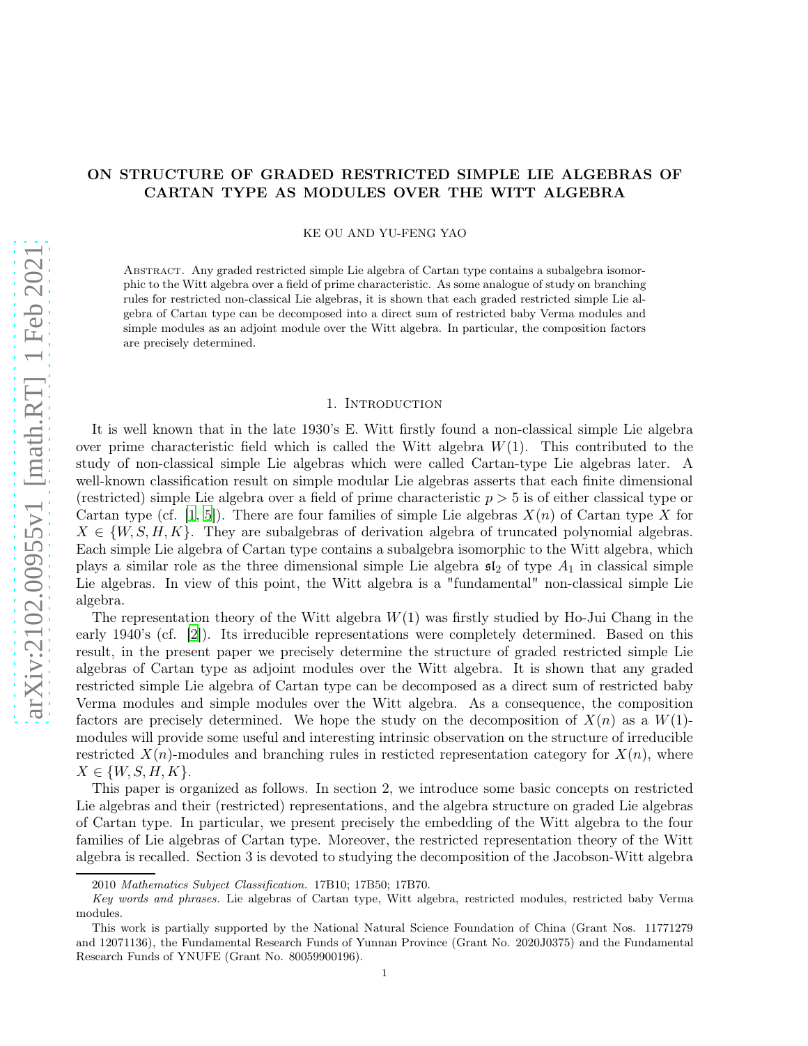# ON STRUCTURE OF GRADED RESTRICTED SIMPLE LIE ALGEBRAS OF CARTAN TYPE AS MODULES OVER THE WITT ALGEBRA

KE OU AND YU-FENG YAO

Abstract. Any graded restricted simple Lie algebra of Cartan type contains a subalgebra isomorphic to the Witt algebra over a field of prime characteristic. As some analogue of study on branching rules for restricted non-classical Lie algebras, it is shown that each graded restricted simple Lie algebra of Cartan type can be decomposed into a direct sum of restricted baby Verma modules and simple modules as an adjoint module over the Witt algebra. In particular, the composition factors are precisely determined.

## 1. Introduction

It is well known that in the late 1930's E. Witt firstly found a non-classical simple Lie algebra over prime characteristic field which is called the Witt algebra $W(1)$. This contributed to the study of non-classical simple Lie algebras which were called Cartan-type Lie algebras later. A well-known classification result on simple modular Lie algebras asserts that each finite dimensional (restricted) simple Lie algebra over a field of prime characteristic $p > 5$ is of either classical type or Cartan type (cf. [1, 5]). There are four families of simple Lie algebras $X(n)$ of Cartan type $X$ for $X \in \{W, S, H, K\}$. They are subalgebras of derivation algebra of truncated polynomial algebras. Each simple Lie algebra of Cartan type contains a subalgebra isomorphic to the Witt algebra, which plays a similar role as the three dimensional simple Lie algebra $\mathfrak{sl}_2$ of type $A_1$ in classical simple Lie algebras. In view of this point, the Witt algebra is a "fundamental" non-classical simple Lie algebra.

The representation theory of the Witt algebra $W(1)$ was firstly studied by Ho-Jui Chang in the early 1940's (cf. [2]). Its irreducible representations were completely determined. Based on this result, in the present paper we precisely determine the structure of graded restricted simple Lie algebras of Cartan type as adjoint modules over the Witt algebra. It is shown that any graded restricted simple Lie algebra of Cartan type can be decomposed as a direct sum of restricted baby Verma modules and simple modules over the Witt algebra. As a consequence, the composition factors are precisely determined. We hope the study on the decomposition of $X(n)$ as a $W(1)$-modules will provide some useful and interesting intrinsic observation on the structure of irreducible restricted $X(n)$-modules and branching rules in resticted representation category for $X(n)$, where $X \in \{W, S, H, K\}$.

This paper is organized as follows. In section 2, we introduce some basic concepts on restricted Lie algebras and their (restricted) representations, and the algebra structure on graded Lie algebras of Cartan type. In particular, we present precisely the embedding of the Witt algebra to the four families of Lie algebras of Cartan type. Moreover, the restricted representation theory of the Witt algebra is recalled. Section 3 is devoted to studying the decomposition of the Jacobson-Witt algebra

---

2010 *Mathematics Subject Classification.* 17B10; 17B50; 17B70.

*Key words and phrases.* Lie algebras of Cartan type, Witt algebra, restricted modules, restricted baby Verma modules.

This work is partially supported by the National Natural Science Foundation of China (Grant Nos. 11771279 and 12071136), the Fundamental Research Funds of Yunnan Province (Grant No. 2020J0375) and the Fundamental Research Funds of YNUFE (Grant No. 80059900196).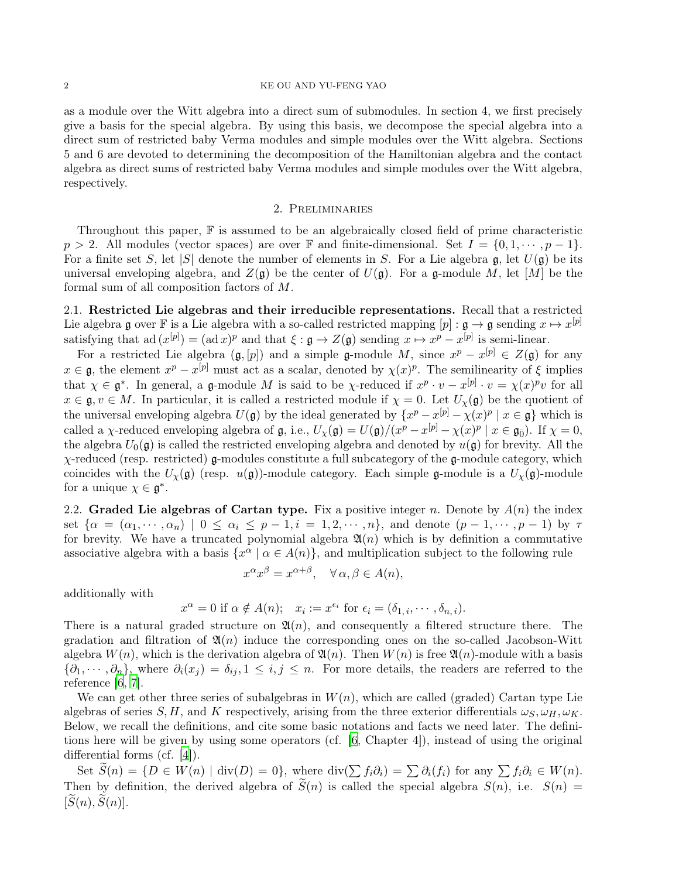as a module over the Witt algebra into a direct sum of submodules. In section 4, we first precisely give a basis for the special algebra. By using this basis, we decompose the special algebra into a direct sum of restricted baby Verma modules and simple modules over the Witt algebra. Sections 5 and 6 are devoted to determining the decomposition of the Hamiltonian algebra and the contact algebra as direct sums of restricted baby Verma modules and simple modules over the Witt algebra, respectively.

## 2. Preliminaries

Throughout this paper, $\mathbb{F}$ is assumed to be an algebraically closed field of prime characteristic $p > 2$. All modules (vector spaces) are over $\mathbb{F}$ and finite-dimensional. Set $I = \{0, 1, \cdots, p-1\}$. For a finite set $S$, let $|S|$ denote the number of elements in $S$. For a Lie algebra $\mathfrak{g}$, let $U(\mathfrak{g})$ be its universal enveloping algebra, and $Z(\mathfrak{g})$ be the center of $U(\mathfrak{g})$. For a $\mathfrak{g}$-module $M$, let $[M]$ be the formal sum of all composition factors of $M$.

**2.1. Restricted Lie algebras and their irreducible representations.** Recall that a restricted Lie algebra $\mathfrak{g}$ over $\mathbb{F}$ is a Lie algebra with a so-called restricted mapping $[p] : \mathfrak{g} \to \mathfrak{g}$ sending $x \mapsto x^{[p]}$ satisfying that $\operatorname{ad}(x^{[p]}) = (\operatorname{ad} x)^p$ and that $\xi : \mathfrak{g} \to Z(\mathfrak{g})$ sending $x \mapsto x^p - x^{[p]}$ is semi-linear.

For a restricted Lie algebra $(\mathfrak{g}, [p])$ and a simple $\mathfrak{g}$-module $M$, since $x^p - x^{[p]} \in Z(\mathfrak{g})$ for any $x \in \mathfrak{g}$, the element $x^p - x^{[p]}$ must act as a scalar, denoted by $\chi(x)^p$. The semilinearity of $\xi$ implies that $\chi \in \mathfrak{g}^*$. In general, a $\mathfrak{g}$-module $M$ is said to be $\chi$-reduced if $x^p \cdot v - x^{[p]} \cdot v = \chi(x)^p v$ for all $x \in \mathfrak{g}, v \in M$. In particular, it is called a restricted module if $\chi = 0$. Let $U_\chi(\mathfrak{g})$ be the quotient of the universal enveloping algebra $U(\mathfrak{g})$ by the ideal generated by $\{x^p - x^{[p]} - \chi(x)^p \mid x \in \mathfrak{g}\}$ which is called a $\chi$-reduced enveloping algebra of $\mathfrak{g}$, i.e., $U_\chi(\mathfrak{g}) = U(\mathfrak{g})/(x^p - x^{[p]} - \chi(x)^p \mid x \in \mathfrak{g}_{\bar{0}})$. If $\chi = 0$, the algebra $U_0(\mathfrak{g})$ is called the restricted enveloping algebra and denoted by $u(\mathfrak{g})$ for brevity. All the $\chi$-reduced (resp. restricted) $\mathfrak{g}$-modules constitute a full subcategory of the $\mathfrak{g}$-module category, which coincides with the $U_\chi(\mathfrak{g})$ (resp. $u(\mathfrak{g})$)-module category. Each simple $\mathfrak{g}$-module is a $U_\chi(\mathfrak{g})$-module for a unique $\chi \in \mathfrak{g}^*$.

**2.2. Graded Lie algebras of Cartan type.** Fix a positive integer $n$. Denote by $A(n)$ the index set $\{\alpha = (\alpha_1, \cdots, \alpha_n) \mid 0 \leq \alpha_i \leq p-1, i = 1, 2, \cdots, n\}$, and denote $(p-1, \cdots, p-1)$ by $\tau$ for brevity. We have a truncated polynomial algebra $\mathfrak{A}(n)$ which is by definition a commutative associative algebra with a basis $\{x^\alpha \mid \alpha \in A(n)\}$, and multiplication subject to the following rule

$$x^\alpha x^\beta = x^{\alpha+\beta}, \quad \forall\, \alpha, \beta \in A(n),$$

additionally with

$$x^\alpha = 0 \text{ if } \alpha \notin A(n); \quad x_i := x^{\epsilon_i} \text{ for } \epsilon_i = (\delta_{1,i}, \cdots, \delta_{n,i}).$$

There is a natural graded structure on $\mathfrak{A}(n)$, and consequently a filtered structure there. The gradation and filtration of $\mathfrak{A}(n)$ induce the corresponding ones on the so-called Jacobson-Witt algebra $W(n)$, which is the derivation algebra of $\mathfrak{A}(n)$. Then $W(n)$ is free $\mathfrak{A}(n)$-module with a basis $\{\partial_1, \cdots, \partial_n\}$, where $\partial_i(x_j) = \delta_{ij}, 1 \leq i, j \leq n$. For more details, the readers are referred to the reference [6, 7].

We can get other three series of subalgebras in $W(n)$, which are called (graded) Cartan type Lie algebras of series $S, H$, and $K$ respectively, arising from the three exterior differentials $\omega_S, \omega_H, \omega_K$. Below, we recall the definitions, and cite some basic notations and facts we need later. The definitions here will be given by using some operators (cf. [6, Chapter 4]), instead of using the original differential forms (cf. [4]).

Set $\widetilde{S}(n) = \{D \in W(n) \mid \operatorname{div}(D) = 0\}$, where $\operatorname{div}(\sum f_i \partial_i) = \sum \partial_i(f_i)$ for any $\sum f_i \partial_i \in W(n)$. Then by definition, the derived algebra of $\widetilde{S}(n)$ is called the special algebra $S(n)$, i.e. $S(n) = [\widetilde{S}(n), \widetilde{S}(n)]$.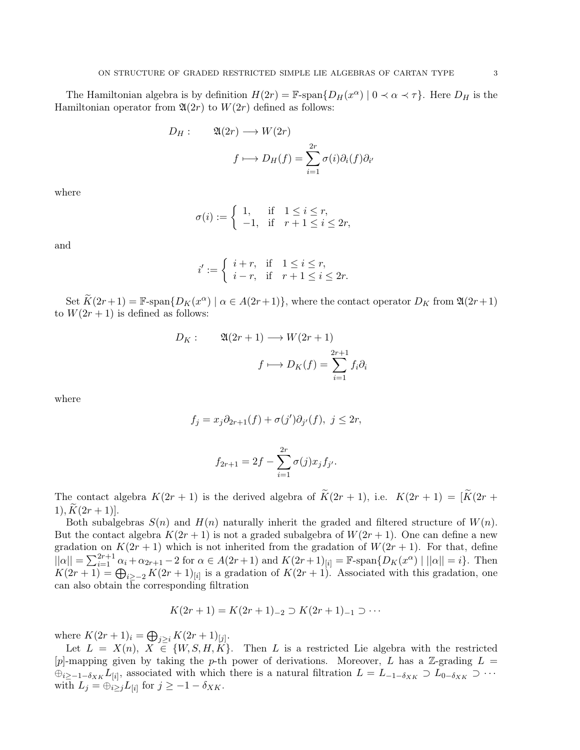The Hamiltonian algebra is by definition $H(2r) = \mathbb{F}\text{-span}\{D_H(x^{\alpha}) \mid 0 \prec \alpha \prec \tau\}$. Here $D_H$ is the Hamiltonian operator from $\mathfrak{A}(2r)$ to $W(2r)$ defined as follows:

$$
\begin{aligned}
D_H : \qquad & \mathfrak{A}(2r) \longrightarrow W(2r) \\
& f \longmapsto D_H(f) = \sum_{i=1}^{2r} \sigma(i)\partial_i(f)\partial_{i'}
\end{aligned}
$$

where

$$
\sigma(i) := \begin{cases} 1, & \text{if} \quad 1 \leq i \leq r, \\ -1, & \text{if} \quad r+1 \leq i \leq 2r, \end{cases}
$$

and

$$
i' := \begin{cases} i+r, & \text{if} \quad 1 \leq i \leq r, \\ i-r, & \text{if} \quad r+1 \leq i \leq 2r. \end{cases}
$$

Set $\widetilde{K}(2r+1) = \mathbb{F}\text{-span}\{D_K(x^{\alpha}) \mid \alpha \in A(2r+1)\}$, where the contact operator $D_K$ from $\mathfrak{A}(2r+1)$ to $W(2r+1)$ is defined as follows:

$$
\begin{aligned}
D_K : \qquad & \mathfrak{A}(2r+1) \longrightarrow W(2r+1) \\
& f \longmapsto D_K(f) = \sum_{i=1}^{2r+1} f_i \partial_i
\end{aligned}
$$

where

$$
f_j = x_j \partial_{2r+1}(f) + \sigma(j')\partial_{j'}(f), \ j \leq 2r,
$$

$$
f_{2r+1} = 2f - \sum_{i=1}^{2r} \sigma(j) x_j f_{j'}.
$$

The contact algebra $K(2r+1)$ is the derived algebra of $\widetilde{K}(2r+1)$, i.e. $K(2r+1) = [\widetilde{K}(2r+1), \widetilde{K}(2r+1)]$.

Both subalgebras $S(n)$ and $H(n)$ naturally inherit the graded and filtered structure of $W(n)$. But the contact algebra $K(2r+1)$ is not a graded subalgebra of $W(2r+1)$. One can define a new gradation on $K(2r+1)$ which is not inherited from the gradation of $W(2r+1)$. For that, define $||\alpha|| = \sum_{i=1}^{2r+1} \alpha_i + \alpha_{2r+1} - 2$ for $\alpha \in A(2r+1)$ and $K(2r+1)_{[i]} = \mathbb{F}\text{-span}\{D_K(x^{\alpha}) \mid ||\alpha|| = i\}$. Then $K(2r+1) = \bigoplus_{i \geq -2} K(2r+1)_{[i]}$ is a gradation of $K(2r+1)$. Associated with this gradation, one can also obtain the corresponding filtration

$$
K(2r+1) = K(2r+1)_{-2} \supset K(2r+1)_{-1} \supset \cdots
$$

where $K(2r+1)_i = \bigoplus_{j \geq i} K(2r+1)_{[j]}$.

Let $L = X(n)$, $X \in \{W, S, H, K\}$. Then $L$ is a restricted Lie algebra with the restricted $[p]$-mapping given by taking the $p$-th power of derivations. Moreover, $L$ has a $\mathbb{Z}$-grading $L = \oplus_{i \geq -1-\delta_{XK}} L_{[i]}$, associated with which there is a natural filtration $L = L_{-1-\delta_{XK}} \supset L_{0-\delta_{XK}} \supset \cdots$ with $L_j = \oplus_{i \geq j} L_{[i]}$ for $j \geq -1-\delta_{XK}$.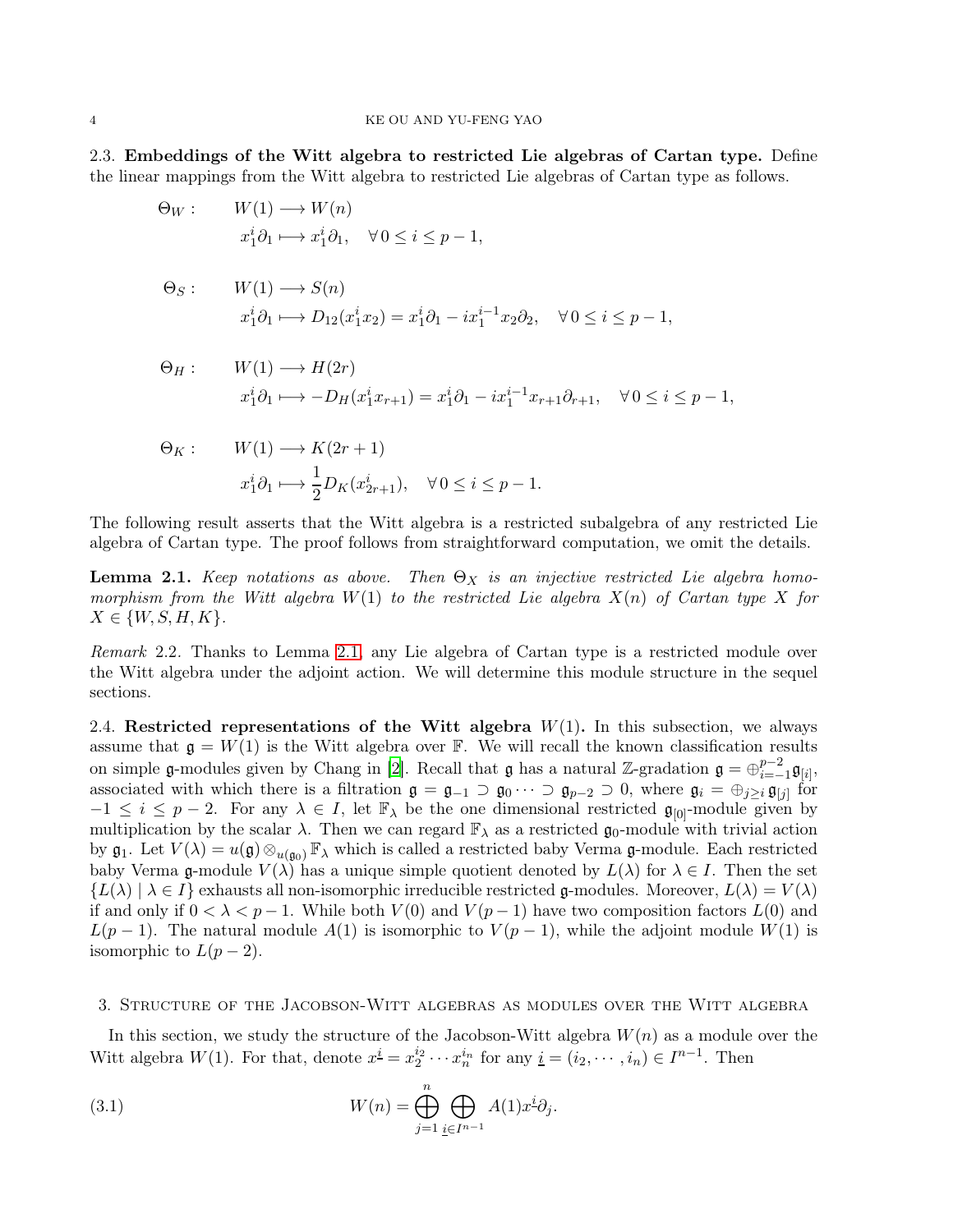### 2.3. Embeddings of the Witt algebra to restricted Lie algebras of Cartan type.

Define the linear mappings from the Witt algebra to restricted Lie algebras of Cartan type as follows.

$$
\begin{aligned}
\Theta_W: \quad & W(1) \longrightarrow W(n)\\
& x_1^i\partial_1 \longmapsto x_1^i\partial_1, \quad \forall\, 0 \leq i \leq p-1,
\end{aligned}
$$

$$
\begin{aligned}
\Theta_S: \quad & W(1) \longrightarrow S(n)\\
& x_1^i\partial_1 \longmapsto D_{12}(x_1^i x_2) = x_1^i\partial_1 - i x_1^{i-1}x_2\partial_2, \quad \forall\, 0 \leq i \leq p-1,
\end{aligned}
$$

$$
\begin{aligned}
\Theta_H: \quad & W(1) \longrightarrow H(2r)\\
& x_1^i\partial_1 \longmapsto -D_H(x_1^i x_{r+1}) = x_1^i\partial_1 - i x_1^{i-1}x_{r+1}\partial_{r+1}, \quad \forall\, 0 \leq i \leq p-1,
\end{aligned}
$$

$$
\begin{aligned}
\Theta_K: \quad & W(1) \longrightarrow K(2r+1)\\
& x_1^i\partial_1 \longmapsto \frac{1}{2}D_K(x_{2r+1}^i), \quad \forall\, 0 \leq i \leq p-1.
\end{aligned}
$$

The following result asserts that the Witt algebra is a restricted subalgebra of any restricted Lie algebra of Cartan type. The proof follows from straightforward computation, we omit the details.

**Lemma 2.1.** *Keep notations as above. Then $\Theta_X$ is an injective restricted Lie algebra homomorphism from the Witt algebra $W(1)$ to the restricted Lie algebra $X(n)$ of Cartan type $X$ for $X \in \{W, S, H, K\}$.*

*Remark* 2.2. Thanks to Lemma 2.1, any Lie algebra of Cartan type is a restricted module over the Witt algebra under the adjoint action. We will determine this module structure in the sequel sections.

### 2.4. Restricted representations of the Witt algebra $W(1)$.

In this subsection, we always assume that $\mathfrak{g} = W(1)$ is the Witt algebra over $\mathbb{F}$. We will recall the known classification results on simple $\mathfrak{g}$-modules given by Chang in [2]. Recall that $\mathfrak{g}$ has a natural $\mathbb{Z}$-gradation $\mathfrak{g} = \oplus_{i=-1}^{p-2}\mathfrak{g}_{[i]}$, associated with which there is a filtration $\mathfrak{g} = \mathfrak{g}_{-1} \supset \mathfrak{g}_0 \cdots \supset \mathfrak{g}_{p-2} \supset 0$, where $\mathfrak{g}_i = \oplus_{j\geq i}\mathfrak{g}_{[j]}$ for $-1 \leq i \leq p-2$. For any $\lambda \in I$, let $\mathbb{F}_\lambda$ be the one dimensional restricted $\mathfrak{g}_{[0]}$-module given by multiplication by the scalar $\lambda$. Then we can regard $\mathbb{F}_\lambda$ as a restricted $\mathfrak{g}_0$-module with trivial action by $\mathfrak{g}_1$. Let $V(\lambda) = u(\mathfrak{g}) \otimes_{u(\mathfrak{g}_0)} \mathbb{F}_\lambda$ which is called a restricted baby Verma $\mathfrak{g}$-module. Each restricted baby Verma $\mathfrak{g}$-module $V(\lambda)$ has a unique simple quotient denoted by $L(\lambda)$ for $\lambda \in I$. Then the set $\{L(\lambda) \mid \lambda \in I\}$ exhausts all non-isomorphic irreducible restricted $\mathfrak{g}$-modules. Moreover, $L(\lambda) = V(\lambda)$ if and only if $0 < \lambda < p-1$. While both $V(0)$ and $V(p-1)$ have two composition factors $L(0)$ and $L(p-1)$. The natural module $A(1)$ is isomorphic to $V(p-1)$, while the adjoint module $W(1)$ is isomorphic to $L(p-2)$.

## 3. Structure of the Jacobson-Witt algebras as modules over the Witt algebra

In this section, we study the structure of the Jacobson-Witt algebra $W(n)$ as a module over the Witt algebra $W(1)$. For that, denote $x^{\underline{i}} = x_2^{i_2}\cdots x_n^{i_n}$ for any $\underline{i} = (i_2, \cdots, i_n) \in I^{n-1}$. Then

$$
W(n) = \bigoplus_{j=1}^{n}\bigoplus_{\underline{i}\in I^{n-1}} A(1)x^{\underline{i}}\partial_j. \tag{3.1}
$$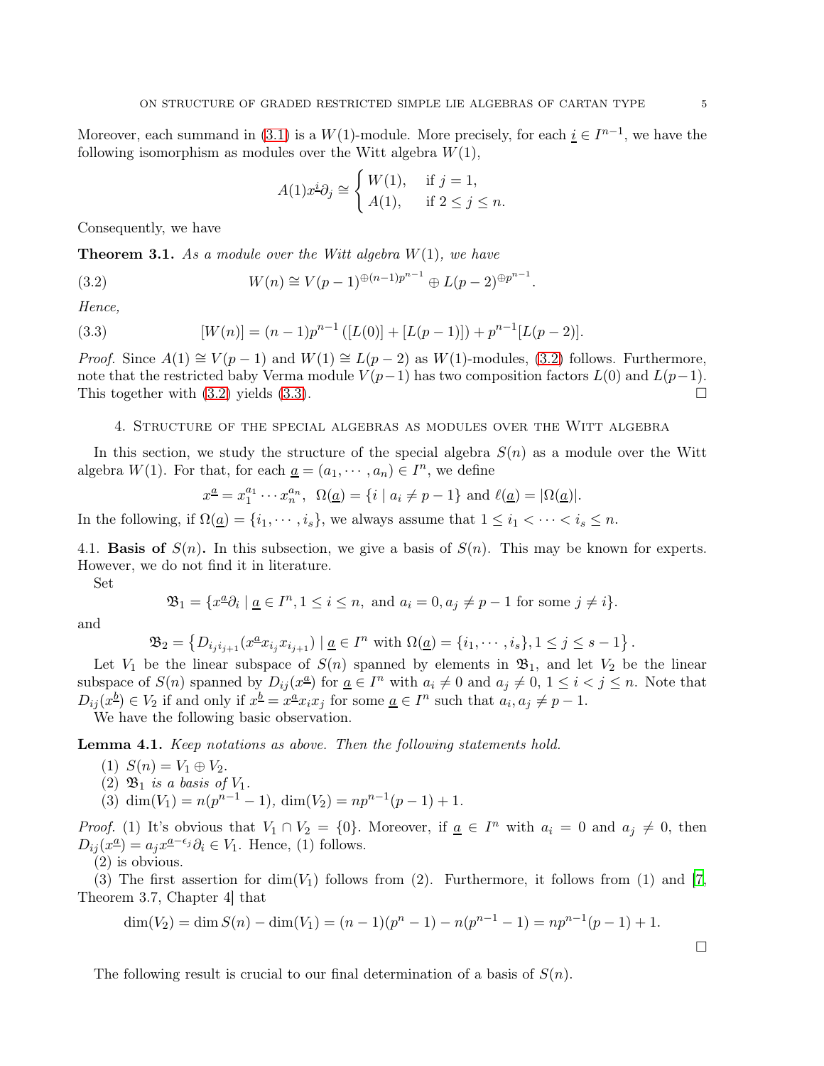Moreover, each summand in (3.1) is a $W(1)$-module. More precisely, for each $\underline{i} \in I^{n-1}$, we have the following isomorphism as modules over the Witt algebra $W(1)$,

$$A(1)x^{\underline{i}}\partial_j \cong \begin{cases} W(1), & \text{if } j = 1, \\ A(1), & \text{if } 2 \leq j \leq n. \end{cases}$$

Consequently, we have

**Theorem 3.1.** *As a module over the Witt algebra $W(1)$, we have*

$$W(n) \cong V(p-1)^{\oplus (n-1)p^{n-1}} \oplus L(p-2)^{\oplus p^{n-1}}. \tag{3.2}$$

*Hence,*

$$[W(n)] = (n-1)p^{n-1}\left([L(0)] + [L(p-1)]\right) + p^{n-1}[L(p-2)]. \tag{3.3}$$

*Proof.* Since $A(1) \cong V(p-1)$ and $W(1) \cong L(p-2)$ as $W(1)$-modules, (3.2) follows. Furthermore, note that the restricted baby Verma module $V(p-1)$ has two composition factors $L(0)$ and $L(p-1)$. This together with (3.2) yields (3.3). $\square$

## 4. Structure of the special algebras as modules over the Witt algebra

In this section, we study the structure of the special algebra $S(n)$ as a module over the Witt algebra $W(1)$. For that, for each $\underline{a} = (a_1, \cdots, a_n) \in I^n$, we define

$$x^{\underline{a}} = x_1^{a_1} \cdots x_n^{a_n},\ \ \Omega(\underline{a}) = \{i \mid a_i \neq p-1\} \text{ and } \ell(\underline{a}) = |\Omega(\underline{a})|.$$

In the following, if $\Omega(\underline{a}) = \{i_1, \cdots, i_s\}$, we always assume that $1 \leq i_1 < \cdots < i_s \leq n$.

4.1. **Basis of $S(n)$.** In this subsection, we give a basis of $S(n)$. This may be known for experts. However, we do not find it in literature.

Set

$$\mathfrak{B}_1 = \{x^{\underline{a}}\partial_i \mid \underline{a} \in I^n, 1 \leq i \leq n, \text{ and } a_i = 0, a_j \neq p-1 \text{ for some } j \neq i\}.$$

and

$$\mathfrak{B}_2 = \left\{D_{i_j i_{j+1}}(x^{\underline{a}} x_{i_j} x_{i_{j+1}}) \mid \underline{a} \in I^n \text{ with } \Omega(\underline{a}) = \{i_1, \cdots, i_s\}, 1 \leq j \leq s-1\right\}.$$

Let $V_1$ be the linear subspace of $S(n)$ spanned by elements in $\mathfrak{B}_1$, and let $V_2$ be the linear subspace of $S(n)$ spanned by $D_{ij}(x^{\underline{a}})$ for $\underline{a} \in I^n$ with $a_i \neq 0$ and $a_j \neq 0$, $1 \leq i < j \leq n$. Note that $D_{ij}(x^{\underline{b}}) \in V_2$ if and only if $x^{\underline{b}} = x^{\underline{a}} x_i x_j$ for some $\underline{a} \in I^n$ such that $a_i, a_j \neq p-1$.

We have the following basic observation.

**Lemma 4.1.** *Keep notations as above. Then the following statements hold.*

1. *$S(n) = V_1 \oplus V_2$.*
2. *$\mathfrak{B}_1$ is a basis of $V_1$.*
3. *$\dim(V_1) = n(p^{n-1} - 1)$, $\dim(V_2) = np^{n-1}(p-1) + 1$.*

*Proof.* (1) It's obvious that $V_1 \cap V_2 = \{0\}$. Moreover, if $\underline{a} \in I^n$ with $a_i = 0$ and $a_j \neq 0$, then $D_{ij}(x^{\underline{a}}) = a_j x^{\underline{a} - \epsilon_j}\partial_i \in V_1$. Hence, (1) follows.

(2) is obvious.

(3) The first assertion for $\dim(V_1)$ follows from (2). Furthermore, it follows from (1) and [7, Theorem 3.7, Chapter 4] that

$$\dim(V_2) = \dim S(n) - \dim(V_1) = (n-1)(p^n - 1) - n(p^{n-1} - 1) = np^{n-1}(p-1) + 1.$$

$\square$

The following result is crucial to our final determination of a basis of $S(n)$.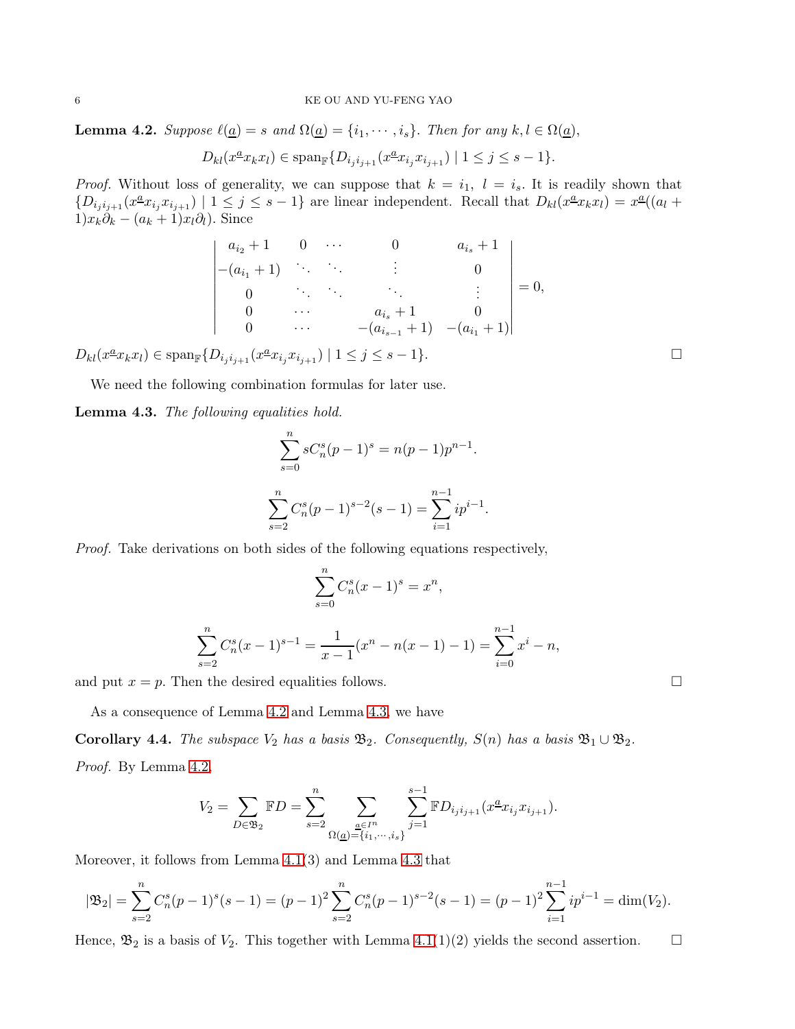**Lemma 4.2.** *Suppose $\ell(\underline{a}) = s$ and $\Omega(\underline{a}) = \{i_1, \cdots, i_s\}$. Then for any $k, l \in \Omega(\underline{a})$,*

$$D_{kl}(x^{\underline{a}} x_k x_l) \in \operatorname{span}_{\mathbb{F}}\{D_{i_j i_{j+1}}(x^{\underline{a}} x_{i_j} x_{i_{j+1}}) \mid 1 \leq j \leq s-1\}.$$

*Proof.* Without loss of generality, we can suppose that $k = i_1,\ l = i_s$. It is readily shown that $\{D_{i_j i_{j+1}}(x^{\underline{a}} x_{i_j} x_{i_{j+1}}) \mid 1 \leq j \leq s-1\}$ are linear independent. Recall that $D_{kl}(x^{\underline{a}} x_k x_l) = x^{\underline{a}}((a_l + 1)x_k \partial_k - (a_k + 1)x_l \partial_l)$. Since

$$\begin{vmatrix} a_{i_2}+1 & 0 & \cdots & 0 & a_{i_s}+1 \\ -(a_{i_1}+1) & \ddots & \ddots & \vdots & 0 \\ 0 & \ddots & \ddots & \ddots & \vdots \\ 0 & \cdots & & a_{i_s}+1 & 0 \\ 0 & \cdots & & -(a_{i_{s-1}}+1) & -(a_{i_1}+1) \end{vmatrix} = 0,$$

$D_{kl}(x^{\underline{a}} x_k x_l) \in \operatorname{span}_{\mathbb{F}}\{D_{i_j i_{j+1}}(x^{\underline{a}} x_{i_j} x_{i_{j+1}}) \mid 1 \leq j \leq s-1\}$. □

We need the following combination formulas for later use.

**Lemma 4.3.** *The following equalities hold.*

$$\sum_{s=0}^{n} s C_n^s (p-1)^s = n(p-1)p^{n-1}.$$

$$\sum_{s=2}^{n} C_n^s (p-1)^{s-2}(s-1) = \sum_{i=1}^{n-1} i p^{i-1}.$$

*Proof.* Take derivations on both sides of the following equations respectively,

$$\sum_{s=0}^{n} C_n^s (x-1)^s = x^n,$$

$$\sum_{s=2}^{n} C_n^s (x-1)^{s-1} = \frac{1}{x-1}(x^n - n(x-1) - 1) = \sum_{i=0}^{n-1} x^i - n,$$

and put $x = p$. Then the desired equalities follows. □

As a consequence of Lemma 4.2 and Lemma 4.3, we have

**Corollary 4.4.** *The subspace $V_2$ has a basis $\mathfrak{B}_2$. Consequently, $S(n)$ has a basis $\mathfrak{B}_1 \cup \mathfrak{B}_2$.*

*Proof.* By Lemma 4.2,

$$V_2 = \sum_{D \in \mathfrak{B}_2} \mathbb{F}D = \sum_{s=2}^{n} \sum_{\substack{\underline{a} \in I^n \\ \Omega(\underline{a}) = \{i_1, \cdots, i_s\}}} \sum_{j=1}^{s-1} \mathbb{F} D_{i_j i_{j+1}}(x^{\underline{a}} x_{i_j} x_{i_{j+1}}).$$

Moreover, it follows from Lemma 4.1(3) and Lemma 4.3 that

$$|\mathfrak{B}_2| = \sum_{s=2}^{n} C_n^s (p-1)^s (s-1) = (p-1)^2 \sum_{s=2}^{n} C_n^s (p-1)^{s-2}(s-1) = (p-1)^2 \sum_{i=1}^{n-1} i p^{i-1} = \dim(V_2).$$

Hence, $\mathfrak{B}_2$ is a basis of $V_2$. This together with Lemma 4.1(1)(2) yields the second assertion. □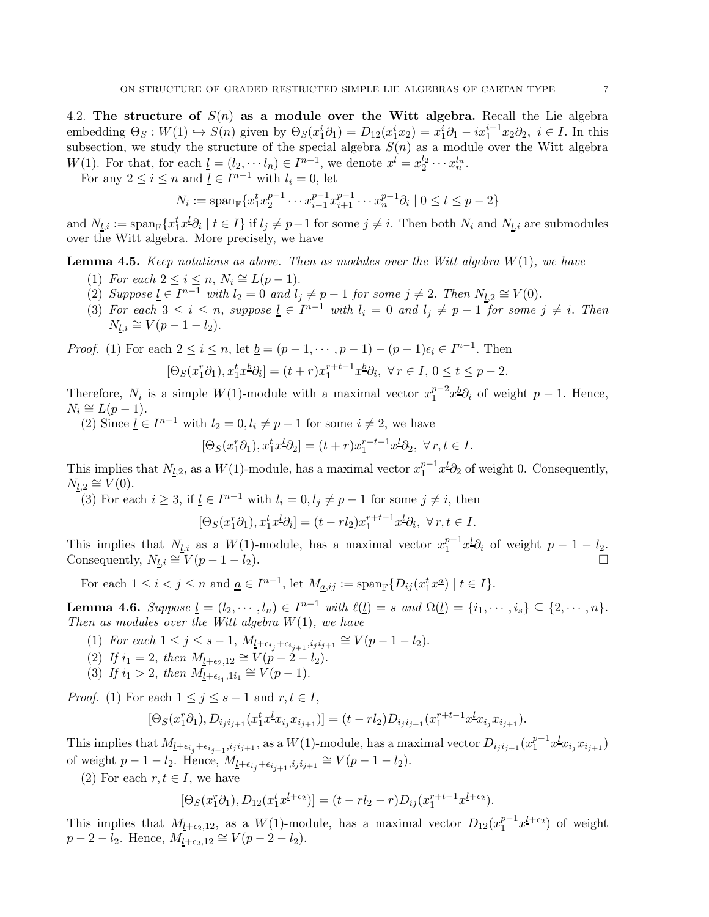4.2. **The structure of $S(n)$ as a module over the Witt algebra.** Recall the Lie algebra embedding $\Theta_S : W(1) \hookrightarrow S(n)$ given by $\Theta_S(x_1^i\partial_1) = D_{12}(x_1^i x_2) = x_1^i\partial_1 - ix_1^{i-1}x_2\partial_2,\ i \in I$. In this subsection, we study the structure of the special algebra $S(n)$ as a module over the Witt algebra $W(1)$. For that, for each $\underline{l} = (l_2, \cdots l_n) \in I^{n-1}$, we denote $x^{\underline{l}} = x_2^{l_2} \cdots x_n^{l_n}$.

For any $2 \le i \le n$ and $\underline{l} \in I^{n-1}$ with $l_i = 0$, let

$$N_i := \mathrm{span}_{\mathbb{F}}\{x_1^t x_2^{p-1} \cdots x_{i-1}^{p-1} x_{i+1}^{p-1} \cdots x_n^{p-1}\partial_i \mid 0 \le t \le p-2\}$$

and $N_{\underline{l},i} := \mathrm{span}_{\mathbb{F}}\{x_1^t x^{\underline{l}}\partial_i \mid t \in I\}$ if $l_j \ne p-1$ for some $j \ne i$. Then both $N_i$ and $N_{\underline{l},i}$ are submodules over the Witt algebra. More precisely, we have

**Lemma 4.5.** *Keep notations as above. Then as modules over the Witt algebra $W(1)$, we have*

1. *For each $2 \le i \le n$, $N_i \cong L(p-1)$.*
2. *Suppose $\underline{l} \in I^{n-1}$ with $l_2 = 0$ and $l_j \ne p-1$ for some $j \ne 2$. Then $N_{\underline{l},2} \cong V(0)$.*
3. *For each $3 \le i \le n$, suppose $\underline{l} \in I^{n-1}$ with $l_i = 0$ and $l_j \ne p-1$ for some $j \ne i$. Then $N_{\underline{l},i} \cong V(p-1-l_2)$.*

*Proof.* (1) For each $2 \le i \le n$, let $\underline{b} = (p-1, \cdots, p-1) - (p-1)\epsilon_i \in I^{n-1}$. Then

$$[\Theta_S(x_1^r\partial_1), x_1^t x^{\underline{b}}\partial_i] = (t+r)x_1^{r+t-1}x^{\underline{b}}\partial_i,\ \forall\, r \in I,\ 0 \le t \le p-2.$$

Therefore, $N_i$ is a simple $W(1)$-module with a maximal vector $x_1^{p-2}x^{\underline{b}}\partial_i$ of weight $p-1$. Hence, $N_i \cong L(p-1)$.

(2) Since $\underline{l} \in I^{n-1}$ with $l_2 = 0, l_i \ne p-1$ for some $i \ne 2$, we have

$$[\Theta_S(x_1^r\partial_1), x_1^t x^{\underline{l}}\partial_2] = (t+r)x_1^{r+t-1}x^{\underline{l}}\partial_2,\ \forall\, r, t \in I.$$

This implies that $N_{\underline{l},2}$, as a $W(1)$-module, has a maximal vector $x_1^{p-1}x^{\underline{l}}\partial_2$ of weight 0. Consequently, $N_{\underline{l},2} \cong V(0)$.

(3) For each $i \ge 3$, if $\underline{l} \in I^{n-1}$ with $l_i = 0, l_j \ne p-1$ for some $j \ne i$, then

$$[\Theta_S(x_1^r\partial_1), x_1^t x^{\underline{l}}\partial_i] = (t - rl_2)x_1^{r+t-1}x^{\underline{l}}\partial_i,\ \forall\, r, t \in I.$$

This implies that $N_{\underline{l},i}$ as a $W(1)$-module, has a maximal vector $x_1^{p-1}x^{\underline{l}}\partial_i$ of weight $p-1-l_2$. Consequently, $N_{\underline{l},i} \cong V(p-1-l_2)$. $\square$

For each $1 \le i < j \le n$ and $\underline{a} \in I^{n-1}$, let $M_{\underline{a},ij} := \mathrm{span}_{\mathbb{F}}\{D_{ij}(x_1^t x^{\underline{a}}) \mid t \in I\}$.

**Lemma 4.6.** *Suppose $\underline{l} = (l_2, \cdots, l_n) \in I^{n-1}$ with $\ell(\underline{l}) = s$ and $\Omega(\underline{l}) = \{i_1, \cdots, i_s\} \subseteq \{2, \cdots, n\}$. Then as modules over the Witt algebra $W(1)$, we have*

1. *For each $1 \le j \le s-1$, $M_{\underline{l}+\epsilon_{i_j}+\epsilon_{i_{j+1}}, i_j i_{j+1}} \cong V(p-1-l_2)$.*
2. *If $i_1 = 2$, then $M_{\underline{l}+\epsilon_2,12} \cong V(p-2-l_2)$.*
3. *If $i_1 > 2$, then $M_{\underline{l}+\epsilon_{i_1},1i_1} \cong V(p-1)$.*

*Proof.* (1) For each $1 \le j \le s-1$ and $r, t \in I$,

$$[\Theta_S(x_1^r\partial_1), D_{i_j i_{j+1}}(x_1^t x^{\underline{l}} x_{i_j} x_{i_{j+1}})] = (t - rl_2)D_{i_j i_{j+1}}(x_1^{r+t-1}x^{\underline{l}} x_{i_j} x_{i_{j+1}}).$$

This implies that $M_{\underline{l}+\epsilon_{i_j}+\epsilon_{i_{j+1}}, i_j i_{j+1}}$, as a $W(1)$-module, has a maximal vector $D_{i_j i_{j+1}}(x_1^{p-1}x^{\underline{l}} x_{i_j} x_{i_{j+1}})$ of weight $p-1-l_2$. Hence, $M_{\underline{l}+\epsilon_{i_j}+\epsilon_{i_{j+1}}, i_j i_{j+1}} \cong V(p-1-l_2)$.

(2) For each $r, t \in I$, we have

$$[\Theta_S(x_1^r\partial_1), D_{12}(x_1^t x^{\underline{l}+\epsilon_2})] = (t - rl_2 - r)D_{ij}(x_1^{r+t-1}x^{\underline{l}+\epsilon_2}).$$

This implies that $M_{\underline{l}+\epsilon_2,12}$, as a $W(1)$-module, has a maximal vector $D_{12}(x_1^{p-1}x^{\underline{l}+\epsilon_2})$ of weight $p-2-l_2$. Hence, $M_{\underline{l}+\epsilon_2,12} \cong V(p-2-l_2)$.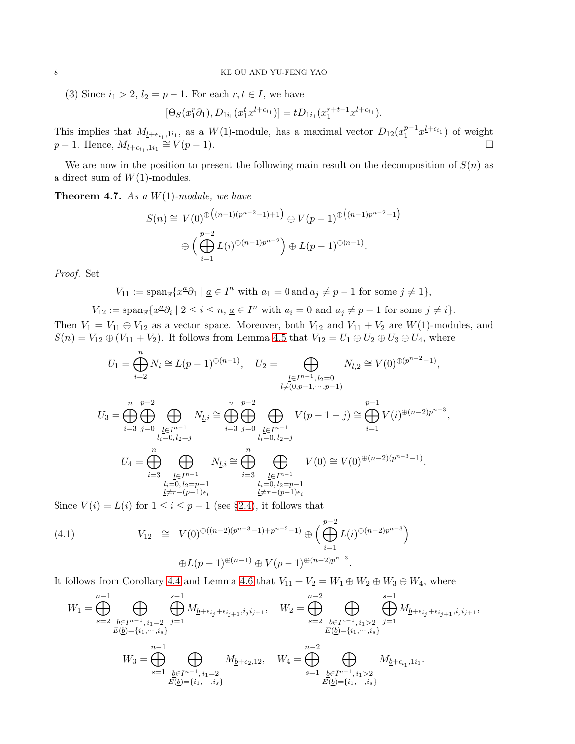(3) Since $i_1 > 2$, $l_2 = p-1$. For each $r, t \in I$, we have

$$[\Theta_S(x_1^r\partial_1), D_{1i_1}(x_1^t x^{\underline{l}+\epsilon_{i_1}})] = tD_{1i_1}(x_1^{r+t-1}x^{\underline{l}+\epsilon_{i_1}}).$$

This implies that $M_{\underline{l}+\epsilon_{i_1},1i_1}$, as a $W(1)$-module, has a maximal vector $D_{12}(x_1^{p-1}x^{\underline{l}+\epsilon_{i_1}})$ of weight $p-1$. Hence, $M_{\underline{l}+\epsilon_{i_1},1i_1} \cong V(p-1)$. □

We are now in the position to present the following main result on the decomposition of $S(n)$ as a direct sum of $W(1)$-modules.

**Theorem 4.7.** *As a $W(1)$-module, we have*

$$S(n) \cong V(0)^{\oplus\big((n-1)(p^{n-2}-1)+1\big)} \oplus V(p-1)^{\oplus\big((n-1)p^{n-2}-1\big)}$$
$$\oplus\Big(\bigoplus_{i=1}^{p-2} L(i)^{\oplus(n-1)p^{n-2}}\Big) \oplus L(p-1)^{\oplus(n-1)}.$$

*Proof.* Set

$$V_{11} := \mathrm{span}_{\mathbb{F}}\{x^{\underline{a}}\partial_1 \mid \underline{a} \in I^n \text{ with } a_1 = 0 \text{ and } a_j \neq p-1 \text{ for some } j \neq 1\},$$

$$V_{12} := \mathrm{span}_{\mathbb{F}}\{x^{\underline{a}}\partial_i \mid 2 \leq i \leq n,\ \underline{a} \in I^n \text{ with } a_i = 0 \text{ and } a_j \neq p-1 \text{ for some } j \neq i\}.$$

Then $V_1 = V_{11} \oplus V_{12}$ as a vector space. Moreover, both $V_{12}$ and $V_{11} + V_2$ are $W(1)$-modules, and $S(n) = V_{12} \oplus (V_{11} + V_2)$. It follows from Lemma 4.5 that $V_{12} = U_1 \oplus U_2 \oplus U_3 \oplus U_4$, where

$$U_1 = \bigoplus_{i=2}^{n} N_i \cong L(p-1)^{\oplus(n-1)}, \quad U_2 = \bigoplus_{\substack{\underline{l}\in I^{n-1},\, l_2=0\\ \underline{l}\neq(0,p-1,\cdots,p-1)}} N_{\underline{l},2} \cong V(0)^{\oplus(p^{n-2}-1)},$$

$$U_3 = \bigoplus_{i=3}^{n}\bigoplus_{j=0}^{p-2}\bigoplus_{\substack{\underline{l}\in I^{n-1}\\ l_i=0,\, l_2=j}} N_{\underline{l},i} \cong \bigoplus_{i=3}^{n}\bigoplus_{j=0}^{p-2}\bigoplus_{\substack{\underline{l}\in I^{n-1}\\ l_i=0,\, l_2=j}} V(p-1-j) \cong \bigoplus_{i=1}^{p-1} V(i)^{\oplus(n-2)p^{n-3}},$$

$$U_4 = \bigoplus_{i=3}^{n}\bigoplus_{\substack{\underline{l}\in I^{n-1}\\ l_i=0,\, l_2=p-1\\ \underline{l}\neq\tau-(p-1)\epsilon_i}} N_{\underline{l},i} \cong \bigoplus_{i=3}^{n}\bigoplus_{\substack{\underline{l}\in I^{n-1}\\ l_i=0,\, l_2=p-1\\ \underline{l}\neq\tau-(p-1)\epsilon_i}} V(0) \cong V(0)^{\oplus(n-2)(p^{n-3}-1)}.$$

Since $V(i) = L(i)$ for $1 \leq i \leq p-1$ (see §2.4), it follows that

$$V_{12} \cong V(0)^{\oplus((n-2)(p^{n-3}-1)+p^{n-2}-1)} \oplus \Big(\bigoplus_{i=1}^{p-2} L(i)^{\oplus(n-2)p^{n-3}}\Big) \tag{4.1}$$
$$\oplus L(p-1)^{\oplus(n-1)} \oplus V(p-1)^{\oplus(n-2)p^{n-3}}.$$

It follows from Corollary 4.4 and Lemma 4.6 that $V_{11} + V_2 = W_1 \oplus W_2 \oplus W_3 \oplus W_4$, where

$$W_1 = \bigoplus_{s=2}^{n-1}\bigoplus_{\substack{\underline{b}\in I^{n-1},\, i_1=2\\ E(\underline{b})=\{i_1,\cdots,i_s\}}}\bigoplus_{j=1}^{s-1} M_{\underline{b}+\epsilon_{i_j}+\epsilon_{i_{j+1}},i_j i_{j+1}}, \quad W_2 = \bigoplus_{s=2}^{n-2}\bigoplus_{\substack{\underline{b}\in I^{n-1},\, i_1>2\\ E(\underline{b})=\{i_1,\cdots,i_s\}}}\bigoplus_{j=1}^{s-1} M_{\underline{b}+\epsilon_{i_j}+\epsilon_{i_{j+1}},i_j i_{j+1}},$$

$$W_3 = \bigoplus_{s=1}^{n-1}\bigoplus_{\substack{\underline{b}\in I^{n-1},\, i_1=2\\ E(\underline{b})=\{i_1,\cdots,i_s\}}} M_{\underline{b}+\epsilon_2,12}, \quad W_4 = \bigoplus_{s=1}^{n-2}\bigoplus_{\substack{\underline{b}\in I^{n-1},\, i_1>2\\ E(\underline{b})=\{i_1,\cdots,i_s\}}} M_{\underline{b}+\epsilon_{i_1},1i_1}.$$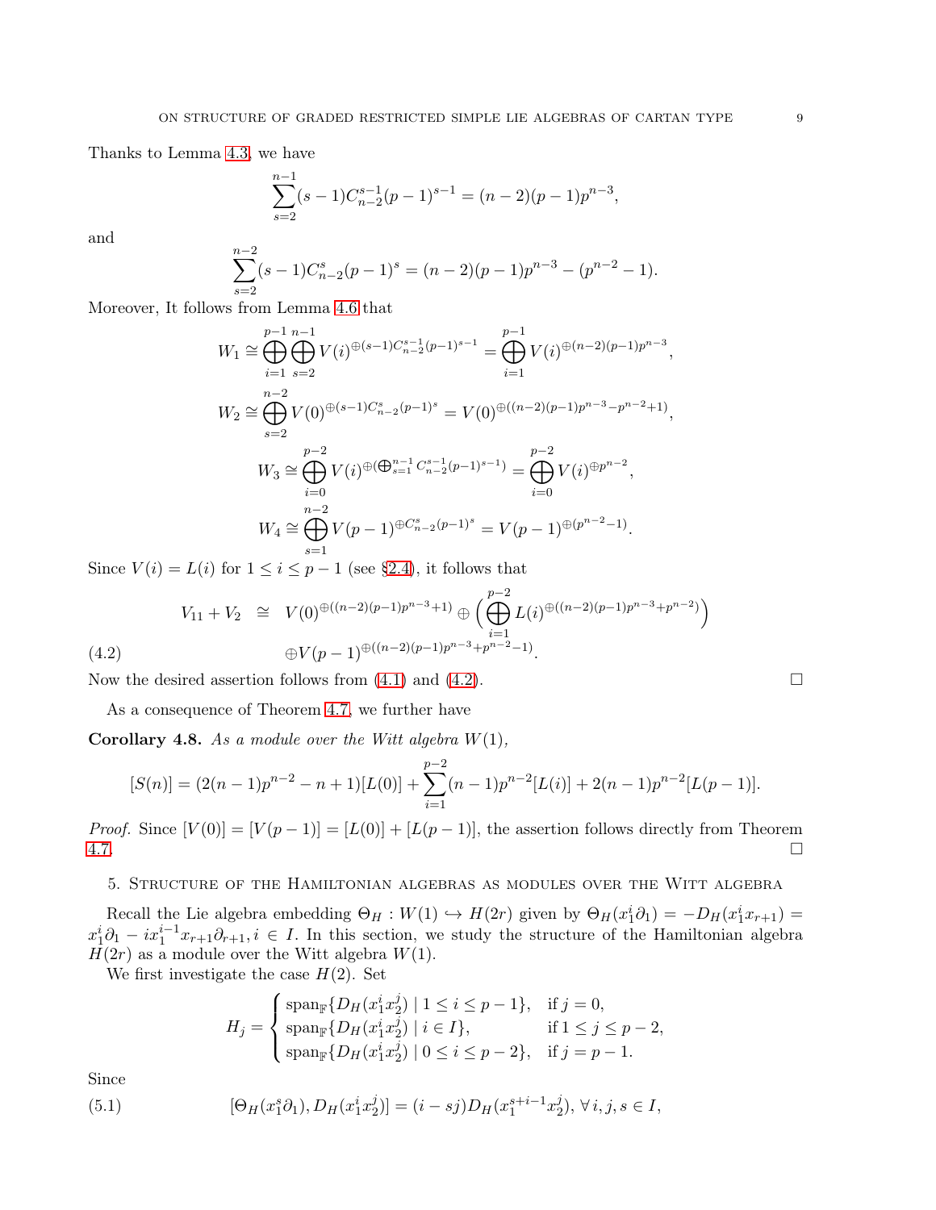Thanks to Lemma 4.3, we have

$$\sum_{s=2}^{n-1}(s-1)C_{n-2}^{s-1}(p-1)^{s-1} = (n-2)(p-1)p^{n-3},$$

and

$$\sum_{s=2}^{n-2}(s-1)C_{n-2}^{s}(p-1)^{s} = (n-2)(p-1)p^{n-3} - (p^{n-2}-1).$$

Moreover, It follows from Lemma 4.6 that

$$W_1 \cong \bigoplus_{i=1}^{p-1}\bigoplus_{s=2}^{n-1} V(i)^{\oplus(s-1)C_{n-2}^{s-1}(p-1)^{s-1}} = \bigoplus_{i=1}^{p-1} V(i)^{\oplus(n-2)(p-1)p^{n-3}},$$

$$W_2 \cong \bigoplus_{s=2}^{n-2} V(0)^{\oplus(s-1)C_{n-2}^{s}(p-1)^{s}} = V(0)^{\oplus((n-2)(p-1)p^{n-3}-p^{n-2}+1)},$$

$$W_3 \cong \bigoplus_{i=0}^{p-2} V(i)^{\oplus(\bigoplus_{s=1}^{n-1} C_{n-2}^{s-1}(p-1)^{s-1})} = \bigoplus_{i=0}^{p-2} V(i)^{\oplus p^{n-2}},$$

$$W_4 \cong \bigoplus_{s=1}^{n-2} V(p-1)^{\oplus C_{n-2}^{s}(p-1)^{s}} = V(p-1)^{\oplus(p^{n-2}-1)}.$$

Since $V(i) = L(i)$ for $1 \leq i \leq p-1$ (see §2.4), it follows that

$$\begin{aligned} V_{11} + V_2 \;\cong\;& V(0)^{\oplus((n-2)(p-1)p^{n-3}+1)} \oplus \Big(\bigoplus_{i=1}^{p-2} L(i)^{\oplus((n-2)(p-1)p^{n-3}+p^{n-2})}\Big) \\ & \oplus V(p-1)^{\oplus((n-2)(p-1)p^{n-3}+p^{n-2}-1)}. \end{aligned} \tag{4.2}$$

Now the desired assertion follows from (4.1) and (4.2). □

As a consequence of Theorem 4.7, we further have

**Corollary 4.8.** *As a module over the Witt algebra $W(1)$,*

$$[S(n)] = (2(n-1)p^{n-2} - n + 1)[L(0)] + \sum_{i=1}^{p-2}(n-1)p^{n-2}[L(i)] + 2(n-1)p^{n-2}[L(p-1)].$$

*Proof.* Since $[V(0)] = [V(p-1)] = [L(0)] + [L(p-1)]$, the assertion follows directly from Theorem 4.7. □

## 5. Structure of the Hamiltonian algebras as modules over the Witt algebra

Recall the Lie algebra embedding $\Theta_H : W(1) \hookrightarrow H(2r)$ given by $\Theta_H(x_1^i\partial_1) = -D_H(x_1^i x_{r+1}) = x_1^i\partial_1 - ix_1^{i-1}x_{r+1}\partial_{r+1}, i \in I$. In this section, we study the structure of the Hamiltonian algebra $H(2r)$ as a module over the Witt algebra $W(1)$.

We first investigate the case $H(2)$. Set

$$H_j = \begin{cases} \mathrm{span}_{\mathbb{F}}\{D_H(x_1^i x_2^j) \mid 1 \leq i \leq p-1\}, & \text{if } j = 0, \\ \mathrm{span}_{\mathbb{F}}\{D_H(x_1^i x_2^j) \mid i \in I\}, & \text{if } 1 \leq j \leq p-2, \\ \mathrm{span}_{\mathbb{F}}\{D_H(x_1^i x_2^j) \mid 0 \leq i \leq p-2\}, & \text{if } j = p-1. \end{cases}$$

Since

$$[\Theta_H(x_1^s\partial_1), D_H(x_1^i x_2^j)] = (i - sj)D_H(x_1^{s+i-1}x_2^j), \; \forall\, i, j, s \in I, \tag{5.1}$$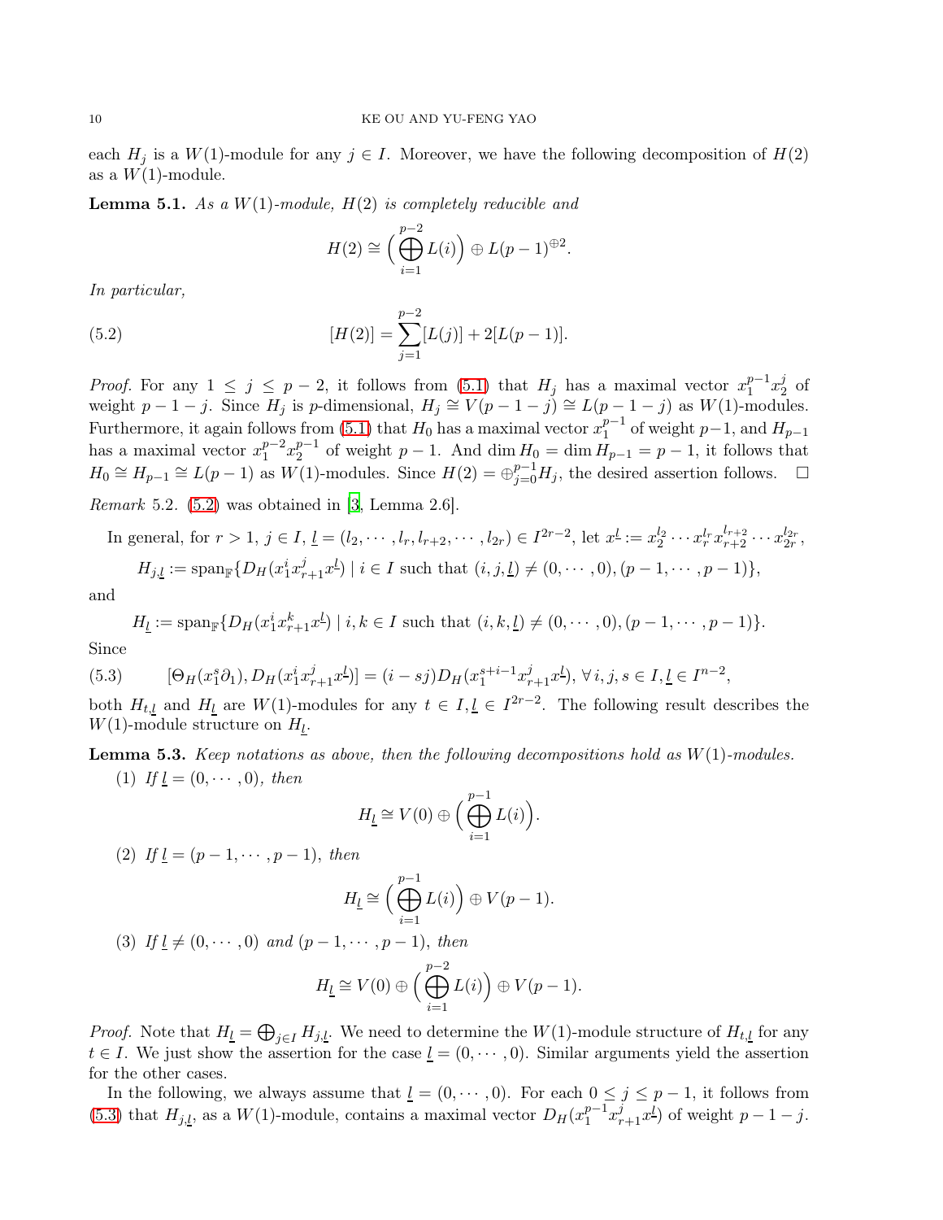each $H_j$ is a $W(1)$-module for any $j \in I$. Moreover, we have the following decomposition of $H(2)$ as a $W(1)$-module.

**Lemma 5.1.** *As a $W(1)$-module, $H(2)$ is completely reducible and*

$$H(2) \cong \Big( \bigoplus_{i=1}^{p-2} L(i) \Big) \oplus L(p-1)^{\oplus 2}.$$

*In particular,*

$$[H(2)] = \sum_{j=1}^{p-2} [L(j)] + 2[L(p-1)]. \tag{5.2}$$

*Proof.* For any $1 \leq j \leq p-2$, it follows from (5.1) that $H_j$ has a maximal vector $x_1^{p-1} x_2^j$ of weight $p-1-j$. Since $H_j$ is $p$-dimensional, $H_j \cong V(p-1-j) \cong L(p-1-j)$ as $W(1)$-modules. Furthermore, it again follows from (5.1) that $H_0$ has a maximal vector $x_1^{p-1}$ of weight $p-1$, and $H_{p-1}$ has a maximal vector $x_1^{p-2} x_2^{p-1}$ of weight $p-1$. And $\dim H_0 = \dim H_{p-1} = p-1$, it follows that $H_0 \cong H_{p-1} \cong L(p-1)$ as $W(1)$-modules. Since $H(2) = \oplus_{j=0}^{p-1} H_j$, the desired assertion follows. □

*Remark* 5.2. (5.2) was obtained in [3, Lemma 2.6].

In general, for $r > 1$, $j \in I$, $\underline{l} = (l_2, \cdots, l_r, l_{r+2}, \cdots, l_{2r}) \in I^{2r-2}$, let $x^{\underline{l}} := x_2^{l_2} \cdots x_r^{l_r} x_{r+2}^{l_{r+2}} \cdots x_{2r}^{l_{2r}}$,

$$H_{j,\underline{l}} := \operatorname{span}_{\mathbb{F}} \{ D_H(x_1^i x_{r+1}^j x^{\underline{l}}) \mid i \in I \text{ such that } (i, j, \underline{l}) \neq (0, \cdots, 0), (p-1, \cdots, p-1) \},$$

and

$$H_{\underline{l}} := \operatorname{span}_{\mathbb{F}} \{ D_H(x_1^i x_{r+1}^k x^{\underline{l}}) \mid i, k \in I \text{ such that } (i, k, \underline{l}) \neq (0, \cdots, 0), (p-1, \cdots, p-1) \}.$$

Since

$$[\Theta_H(x_1^s \partial_1), D_H(x_1^i x_{r+1}^j x^{\underline{l}})] = (i - sj) D_H(x_1^{s+i-1} x_{r+1}^j x^{\underline{l}}), \ \forall\, i, j, s \in I, \underline{l} \in I^{n-2}, \tag{5.3}$$

both $H_{t,\underline{l}}$ and $H_{\underline{l}}$ are $W(1)$-modules for any $t \in I, \underline{l} \in I^{2r-2}$. The following result describes the $W(1)$-module structure on $H_{\underline{l}}$.

**Lemma 5.3.** *Keep notations as above, then the following decompositions hold as $W(1)$-modules.*

(1) *If $\underline{l} = (0, \cdots, 0)$, then*

$$H_{\underline{l}} \cong V(0) \oplus \Big( \bigoplus_{i=1}^{p-1} L(i) \Big).$$

(2) *If $\underline{l} = (p-1, \cdots, p-1)$, then*

$$H_{\underline{l}} \cong \Big( \bigoplus_{i=1}^{p-1} L(i) \Big) \oplus V(p-1).$$

(3) *If $\underline{l} \neq (0, \cdots, 0)$ and $(p-1, \cdots, p-1)$, then*

$$H_{\underline{l}} \cong V(0) \oplus \Big( \bigoplus_{i=1}^{p-2} L(i) \Big) \oplus V(p-1).$$

*Proof.* Note that $H_{\underline{l}} = \bigoplus_{j \in I} H_{j,\underline{l}}$. We need to determine the $W(1)$-module structure of $H_{t,\underline{l}}$ for any $t \in I$. We just show the assertion for the case $\underline{l} = (0, \cdots, 0)$. Similar arguments yield the assertion for the other cases.

In the following, we always assume that $\underline{l} = (0, \cdots, 0)$. For each $0 \leq j \leq p-1$, it follows from (5.3) that $H_{j,\underline{l}}$, as a $W(1)$-module, contains a maximal vector $D_H(x_1^{p-1} x_{r+1}^j x^{\underline{l}})$ of weight $p-1-j$.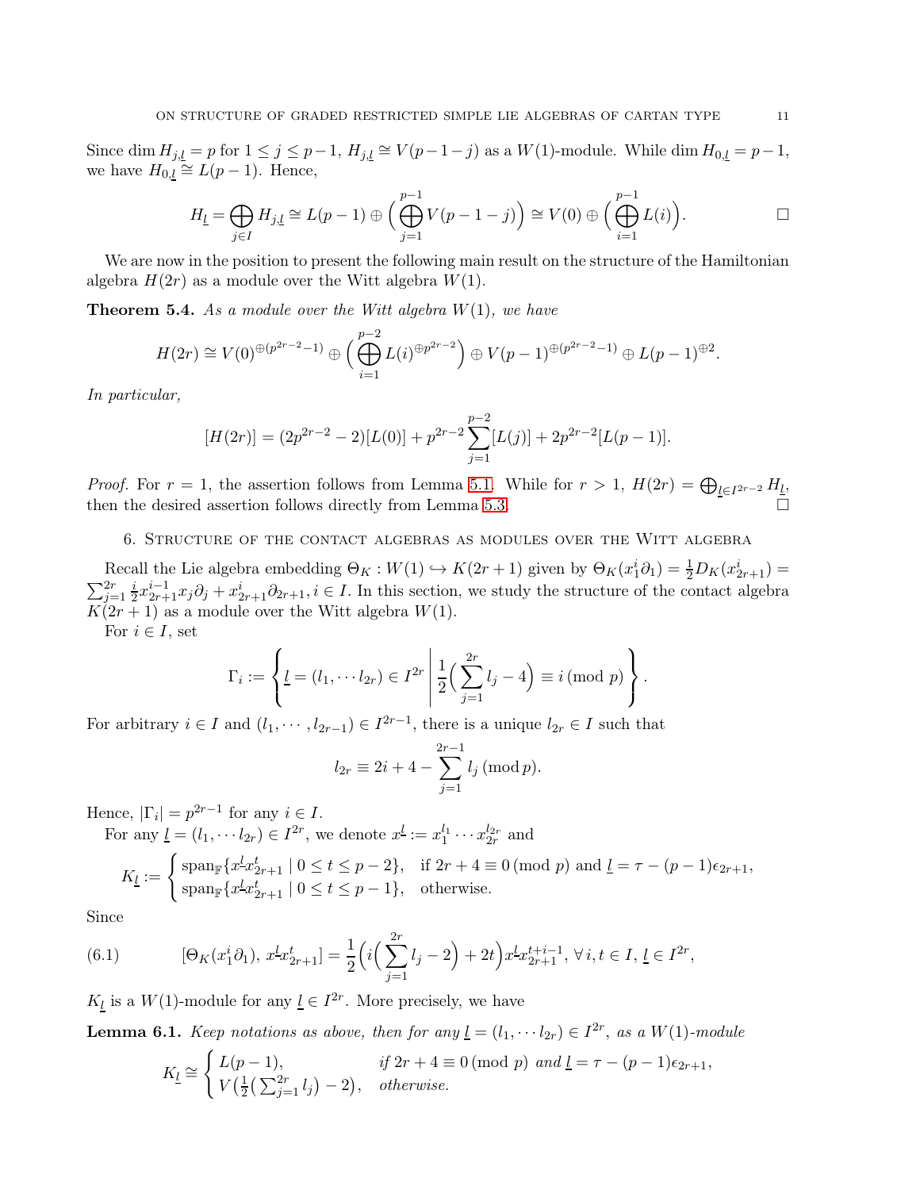Since $\dim H_{j,\underline{l}} = p$ for $1 \le j \le p-1$, $H_{j,\underline{l}} \cong V(p-1-j)$ as a $W(1)$-module. While $\dim H_{0,\underline{l}} = p-1$, we have $H_{0,\underline{l}} \cong L(p-1)$. Hence,

$$H_{\underline{l}} = \bigoplus_{j\in I} H_{j,\underline{l}} \cong L(p-1) \oplus \Big(\bigoplus_{j=1}^{p-1} V(p-1-j)\Big) \cong V(0) \oplus \Big(\bigoplus_{i=1}^{p-1} L(i)\Big). \qquad \square$$

We are now in the position to present the following main result on the structure of the Hamiltonian algebra $H(2r)$ as a module over the Witt algebra $W(1)$.

**Theorem 5.4.** *As a module over the Witt algebra $W(1)$, we have*

$$H(2r) \cong V(0)^{\oplus(p^{2r-2}-1)} \oplus \Big(\bigoplus_{i=1}^{p-2} L(i)^{\oplus p^{2r-2}}\Big) \oplus V(p-1)^{\oplus(p^{2r-2}-1)} \oplus L(p-1)^{\oplus 2}.$$

*In particular,*

$$[H(2r)] = (2p^{2r-2}-2)[L(0)] + p^{2r-2}\sum_{j=1}^{p-2}[L(j)] + 2p^{2r-2}[L(p-1)].$$

*Proof.* For $r=1$, the assertion follows from Lemma 5.1. While for $r>1$, $H(2r) = \bigoplus_{\underline{l}\in I^{2r-2}} H_{\underline{l}}$, then the desired assertion follows directly from Lemma 5.3. $\square$

## 6. Structure of the contact algebras as modules over the Witt algebra

Recall the Lie algebra embedding $\Theta_K : W(1) \hookrightarrow K(2r+1)$ given by $\Theta_K(x_1^i\partial_1) = \frac{1}{2}D_K(x_{2r+1}^i) = \sum_{j=1}^{2r} \frac{i}{2}x_{2r+1}^{i-1}x_j\partial_j + x_{2r+1}^i\partial_{2r+1}, i\in I$. In this section, we study the structure of the contact algebra $K(2r+1)$ as a module over the Witt algebra $W(1)$.

For $i\in I$, set

$$\Gamma_i := \left\{ \underline{l} = (l_1,\cdots l_{2r}) \in I^{2r} \;\middle|\; \frac{1}{2}\Big(\sum_{j=1}^{2r} l_j - 4\Big) \equiv i \,(\mathrm{mod}\ p) \right\}.$$

For arbitrary $i\in I$ and $(l_1,\cdots,l_{2r-1}) \in I^{2r-1}$, there is a unique $l_{2r}\in I$ such that

$$l_{2r} \equiv 2i + 4 - \sum_{j=1}^{2r-1} l_j \,(\mathrm{mod}\, p).$$

Hence, $|\Gamma_i| = p^{2r-1}$ for any $i\in I$.

For any $\underline{l} = (l_1,\cdots l_{2r}) \in I^{2r}$, we denote $x^{\underline{l}} := x_1^{l_1}\cdots x_{2r}^{l_{2r}}$ and

$$K_{\underline{l}} := \begin{cases} \mathrm{span}_{\mathbb{F}}\{x^{\underline{l}}x_{2r+1}^t \mid 0\le t\le p-2\}, & \text{if } 2r+4\equiv 0 \,(\mathrm{mod}\ p) \text{ and } \underline{l} = \tau - (p-1)\epsilon_{2r+1}, \\ \mathrm{span}_{\mathbb{F}}\{x^{\underline{l}}x_{2r+1}^t \mid 0\le t\le p-1\}, & \text{otherwise.} \end{cases}$$

Since

$$[\Theta_K(x_1^i\partial_1),\, x^{\underline{l}}x_{2r+1}^t] = \frac{1}{2}\Big(i\Big(\sum_{j=1}^{2r} l_j - 2\Big) + 2t\Big)x^{\underline{l}}x_{2r+1}^{t+i-1},\ \forall\, i,t\in I,\ \underline{l}\in I^{2r}, \tag{6.1}$$

$K_{\underline{l}}$ is a $W(1)$-module for any $\underline{l}\in I^{2r}$. More precisely, we have

**Lemma 6.1.** *Keep notations as above, then for any $\underline{l} = (l_1,\cdots l_{2r}) \in I^{2r}$, as a $W(1)$-module*

$$K_{\underline{l}} \cong \begin{cases} L(p-1), & \text{if } 2r+4\equiv 0\,(\mathrm{mod}\ p) \text{ and } \underline{l} = \tau - (p-1)\epsilon_{2r+1}, \\ V\big(\frac{1}{2}\big(\sum_{j=1}^{2r} l_j\big) - 2\big), & \text{otherwise.} \end{cases}$$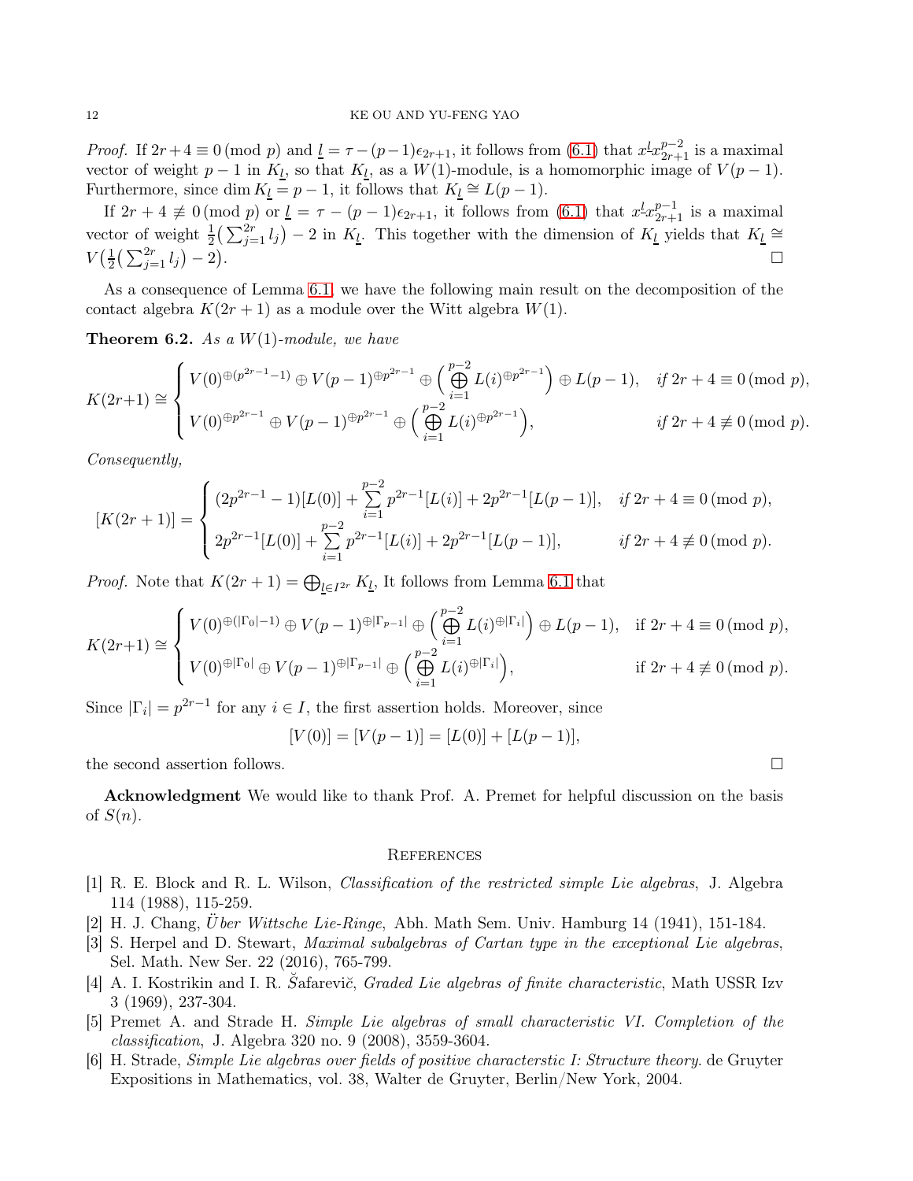*Proof.* If $2r+4 \equiv 0 \,(\mathrm{mod}\ p)$ and $\underline{l} = \tau - (p-1)\epsilon_{2r+1}$, it follows from (6.1) that $x^{\underline{l}} x_{2r+1}^{p-2}$ is a maximal vector of weight $p-1$ in $K_{\underline{l}}$, so that $K_{\underline{l}}$, as a $W(1)$-module, is a homomorphic image of $V(p-1)$. Furthermore, since $\dim K_{\underline{l}} = p-1$, it follows that $K_{\underline{l}} \cong L(p-1)$.

If $2r+4 \not\equiv 0 \,(\mathrm{mod}\ p)$ or $\underline{l} = \tau - (p-1)\epsilon_{2r+1}$, it follows from (6.1) that $x^{\underline{l}} x_{2r+1}^{p-1}$ is a maximal vector of weight $\frac{1}{2}\big(\sum_{j=1}^{2r} l_j\big) - 2$ in $K_{\underline{l}}$. This together with the dimension of $K_{\underline{l}}$ yields that $K_{\underline{l}} \cong V\big(\frac{1}{2}\big(\sum_{j=1}^{2r} l_j\big) - 2\big)$. $\square$

As a consequence of Lemma 6.1, we have the following main result on the decomposition of the contact algebra $K(2r+1)$ as a module over the Witt algebra $W(1)$.

**Theorem 6.2.** *As a $W(1)$-module, we have*

$$K(2r+1) \cong \begin{cases} V(0)^{\oplus (p^{2r-1}-1)} \oplus V(p-1)^{\oplus p^{2r-1}} \oplus \Big(\bigoplus\limits_{i=1}^{p-2} L(i)^{\oplus p^{2r-1}}\Big) \oplus L(p-1), & \text{if } 2r+4 \equiv 0 \,(\mathrm{mod}\ p), \\ V(0)^{\oplus p^{2r-1}} \oplus V(p-1)^{\oplus p^{2r-1}} \oplus \Big(\bigoplus\limits_{i=1}^{p-2} L(i)^{\oplus p^{2r-1}}\Big), & \text{if } 2r+4 \not\equiv 0 \,(\mathrm{mod}\ p). \end{cases}$$

*Consequently,*

$$[K(2r+1)] = \begin{cases} (2p^{2r-1}-1)[L(0)] + \sum\limits_{i=1}^{p-2} p^{2r-1}[L(i)] + 2p^{2r-1}[L(p-1)], & \text{if } 2r+4 \equiv 0 \,(\mathrm{mod}\ p), \\ 2p^{2r-1}[L(0)] + \sum\limits_{i=1}^{p-2} p^{2r-1}[L(i)] + 2p^{2r-1}[L(p-1)], & \text{if } 2r+4 \not\equiv 0 \,(\mathrm{mod}\ p). \end{cases}$$

*Proof.* Note that $K(2r+1) = \bigoplus_{\underline{l} \in I^{2r}} K_{\underline{l}}$, It follows from Lemma 6.1 that

$$K(2r+1) \cong \begin{cases} V(0)^{\oplus (|\Gamma_0|-1)} \oplus V(p-1)^{\oplus |\Gamma_{p-1}|} \oplus \Big(\bigoplus\limits_{i=1}^{p-2} L(i)^{\oplus |\Gamma_i|}\Big) \oplus L(p-1), & \text{if } 2r+4 \equiv 0 \,(\mathrm{mod}\ p), \\ V(0)^{\oplus |\Gamma_0|} \oplus V(p-1)^{\oplus |\Gamma_{p-1}|} \oplus \Big(\bigoplus\limits_{i=1}^{p-2} L(i)^{\oplus |\Gamma_i|}\Big), & \text{if } 2r+4 \not\equiv 0 \,(\mathrm{mod}\ p). \end{cases}$$

Since $|\Gamma_i| = p^{2r-1}$ for any $i \in I$, the first assertion holds. Moreover, since

$$[V(0)] = [V(p-1)] = [L(0)] + [L(p-1)],$$

the second assertion follows. $\square$

**Acknowledgment** We would like to thank Prof. A. Premet for helpful discussion on the basis of $S(n)$.

## References

[1] R. E. Block and R. L. Wilson, *Classification of the restricted simple Lie algebras*, J. Algebra 114 (1988), 115-259.

[2] H. J. Chang, *Über Wittsche Lie-Ringe*, Abh. Math Sem. Univ. Hamburg 14 (1941), 151-184.

[3] S. Herpel and D. Stewart, *Maximal subalgebras of Cartan type in the exceptional Lie algebras*, Sel. Math. New Ser. 22 (2016), 765-799.

[4] A. I. Kostrikin and I. R. Šafarevič, *Graded Lie algebras of finite characteristic*, Math USSR Izv 3 (1969), 237-304.

[5] Premet A. and Strade H. *Simple Lie algebras of small characteristic VI. Completion of the classification*, J. Algebra 320 no. 9 (2008), 3559-3604.

[6] H. Strade, *Simple Lie algebras over fields of positive characterstic I: Structure theory.* de Gruyter Expositions in Mathematics, vol. 38, Walter de Gruyter, Berlin/New York, 2004.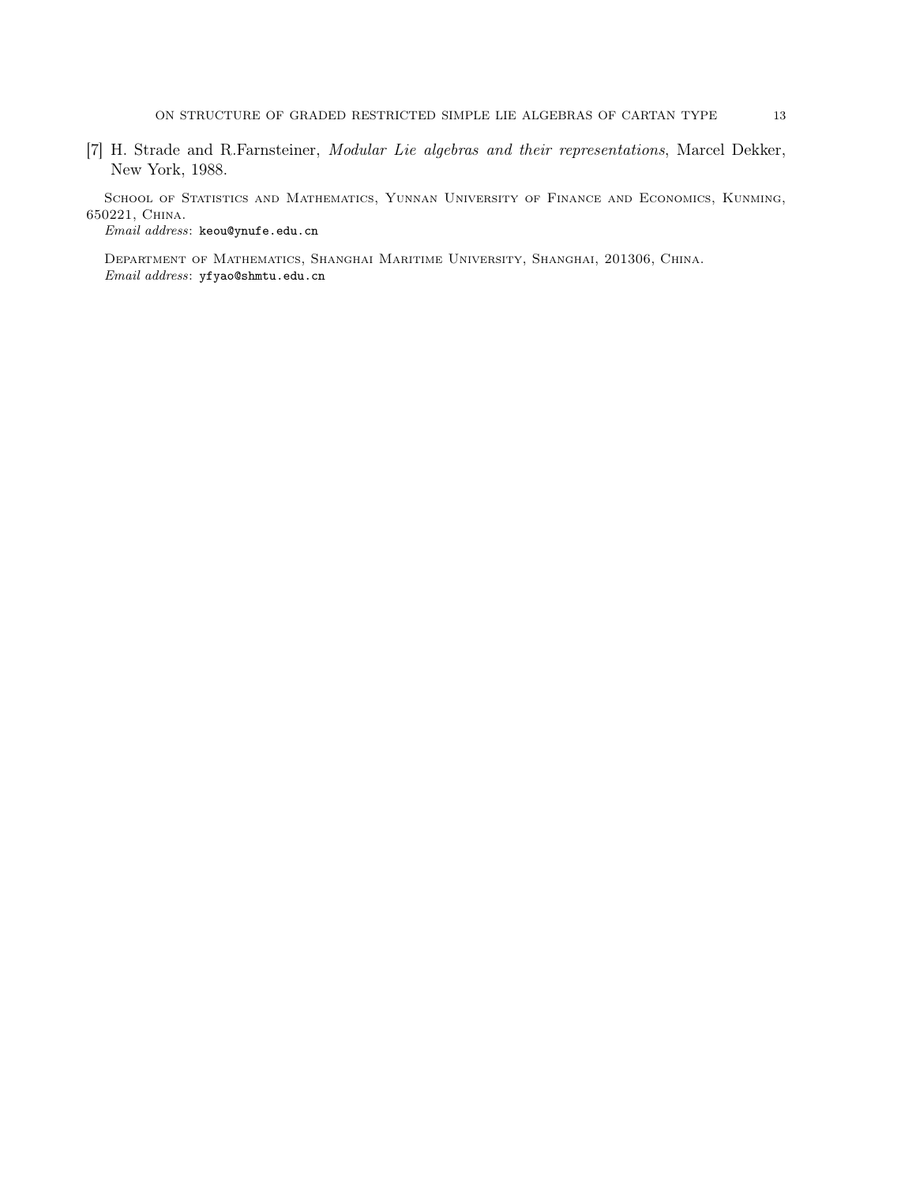[7] H. Strade and R.Farnsteiner, *Modular Lie algebras and their representations*, Marcel Dekker, New York, 1988.

School of Statistics and Mathematics, Yunnan University of Finance and Economics, Kunming, 650221, China.
*Email address*: keou@ynufe.edu.cn

Department of Mathematics, Shanghai Maritime University, Shanghai, 201306, China.
*Email address*: yfyao@shmtu.edu.cn